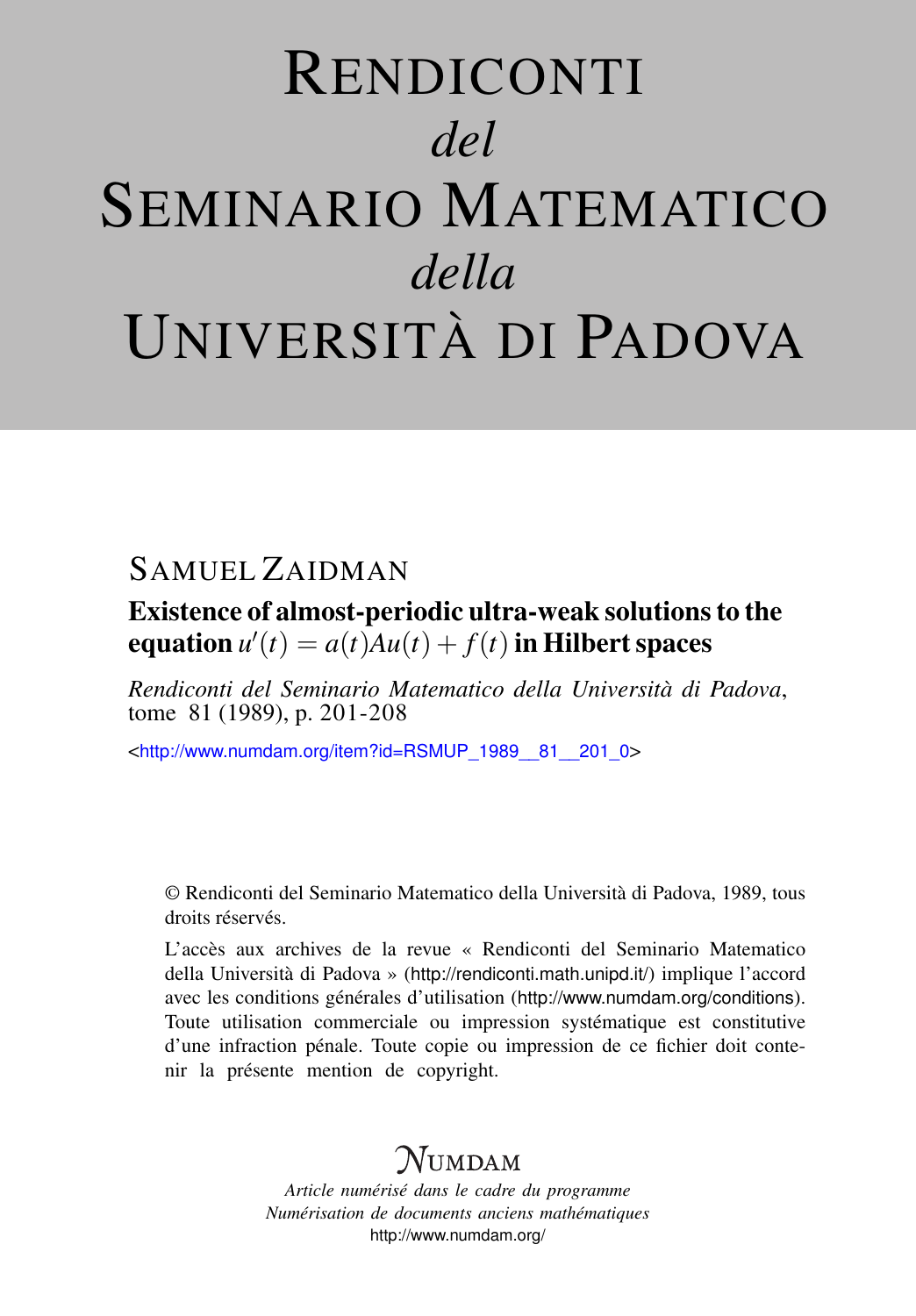# Rendiconti *del* Seminario Matematico *della* Università di Padova

## Samuel Zaidman

### Existence of almost-periodic ultra-weak solutions to the equation $u'(t) = a(t)Au(t) + f(t)$ in Hilbert spaces

*Rendiconti del Seminario Matematico della Università di Padova*, tome 81 (1989), p. 201-208

<http://www.numdam.org/item?id=RSMUP_1989__81__201_0>

© Rendiconti del Seminario Matematico della Università di Padova, 1989, tous droits réservés.

L'accès aux archives de la revue « Rendiconti del Seminario Matematico della Università di Padova » (http://rendiconti.math.unipd.it/) implique l'accord avec les conditions générales d'utilisation (http://www.numdam.org/conditions). Toute utilisation commerciale ou impression systématique est constitutive d'une infraction pénale. Toute copie ou impression de ce fichier doit contenir la présente mention de copyright.

NUMDAM

*Article numérisé dans le cadre du programme Numérisation de documents anciens mathématiques*
http://www.numdam.org/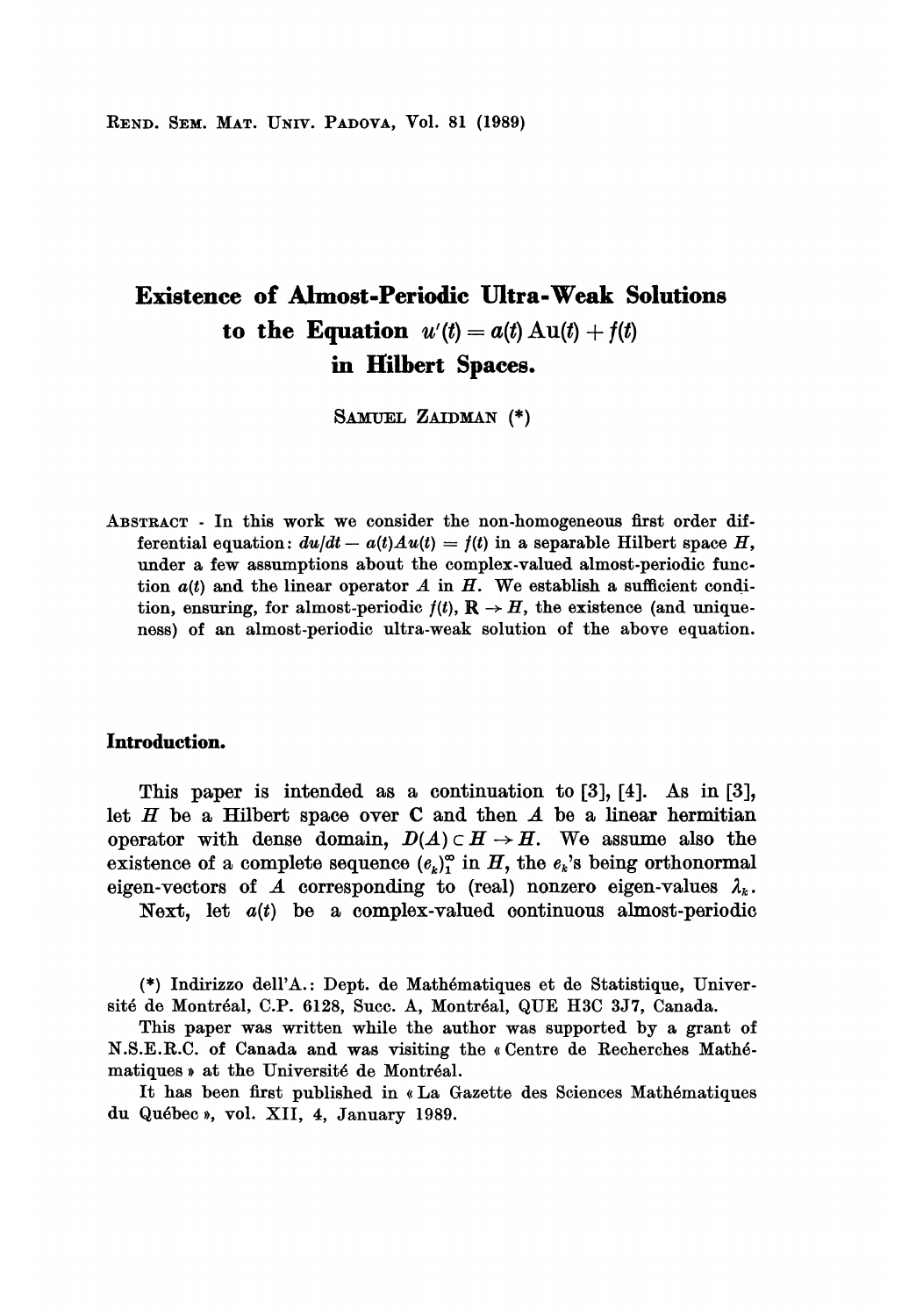# Existence of Almost-Periodic Ultra-Weak Solutions to the Equation $u'(t) = a(t)\,\mathrm{A}u(t) + f(t)$ in Hilbert Spaces.

SAMUEL ZAIDMAN (*)

ABSTRACT - In this work we consider the non-homogeneous first order differential equation: $du/dt - a(t)Au(t) = f(t)$ in a separable Hilbert space $H$, under a few assumptions about the complex-valued almost-periodic function $a(t)$ and the linear operator $A$ in $H$. We establish a sufficient condition, ensuring, for almost-periodic $f(t)$, $\mathbf{R} \to H$, the existence (and uniqueness) of an almost-periodic ultra-weak solution of the above equation.

## Introduction.

This paper is intended as a continuation to [3], [4]. As in [3], let $H$ be a Hilbert space over $\mathbf{C}$ and then $A$ be a linear hermitian operator with dense domain, $D(A) \subset H \to H$. We assume also the existence of a complete sequence $(e_k)_1^\infty$ in $H$, the $e_k$'s being orthonormal eigen-vectors of $A$ corresponding to (real) nonzero eigen-values $\lambda_k$.

Next, let $a(t)$ be a complex-valued continuous almost-periodic

(*) Indirizzo dell'A.: Dept. de Mathématiques et de Statistique, Université de Montréal, C.P. 6128, Succ. A, Montréal, QUE H3C 3J7, Canada.

This paper was written while the author was supported by a grant of N.S.E.R.C. of Canada and was visiting the « Centre de Recherches Mathématiques » at the Université de Montréal.

It has been first published in « La Gazette des Sciences Mathématiques du Québec », vol. XII, 4, January 1989.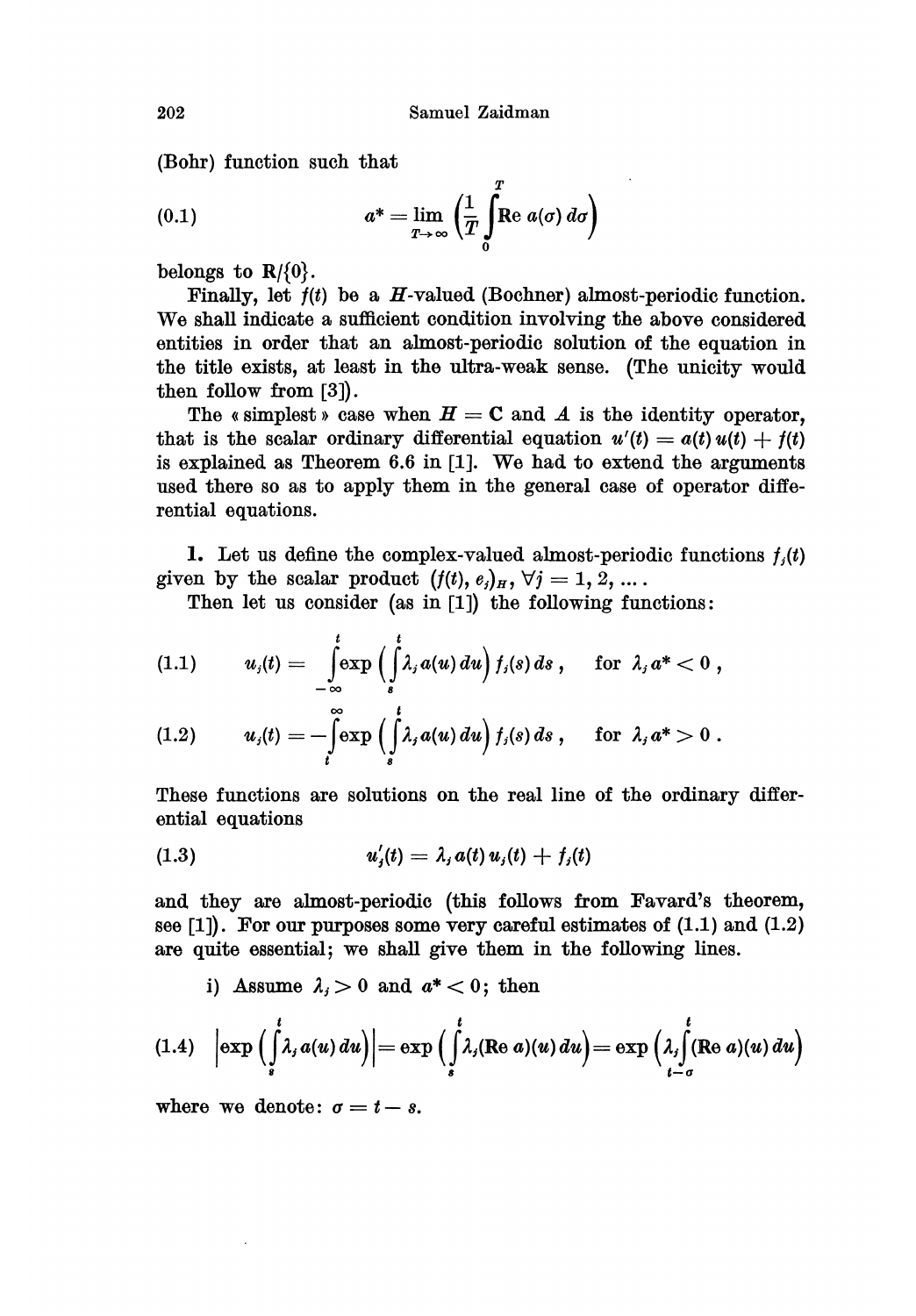(Bohr) function such that

$$a^* = \lim_{T\to\infty} \left(\frac{1}{T}\int_0^T \operatorname{Re} a(\sigma)\, d\sigma\right) \tag{0.1}$$

belongs to $\mathbf{R}/\{0\}$.

Finally, let $f(t)$ be a $H$-valued (Bochner) almost-periodic function. We shall indicate a sufficient condition involving the above considered entities in order that an almost-periodic solution of the equation in the title exists, at least in the ultra-weak sense. (The unicity would then follow from [3]).

The « simplest » case when $H = \mathbf{C}$ and $A$ is the identity operator, that is the scalar ordinary differential equation $u'(t) = a(t)\,u(t) + f(t)$ is explained as Theorem 6.6 in [1]. We had to extend the arguments used there so as to apply them in the general case of operator differential equations.

**1.** Let us define the complex-valued almost-periodic functions $f_j(t)$ given by the scalar product $(f(t), e_j)_H$, $\forall j = 1, 2, \ldots$.

Then let us consider (as in [1]) the following functions:

$$u_j(t) = \int_{-\infty}^{t} \exp\left(\int_s^t \lambda_j a(u)\, du\right) f_j(s)\, ds\,, \quad \text{for } \lambda_j a^* < 0\,, \tag{1.1}$$

$$u_j(t) = -\int_t^{\infty} \exp\left(\int_s^t \lambda_j a(u)\, du\right) f_j(s)\, ds\,, \quad \text{for } \lambda_j a^* > 0\,. \tag{1.2}$$

These functions are solutions on the real line of the ordinary differential equations

$$u_j'(t) = \lambda_j a(t)\, u_j(t) + f_j(t) \tag{1.3}$$

and they are almost-periodic (this follows from Favard's theorem, see [1]). For our purposes some very careful estimates of (1.1) and (1.2) are quite essential; we shall give them in the following lines.

i) Assume $\lambda_j > 0$ and $a^* < 0$; then

$$\left|\exp\left(\int_s^t \lambda_j a(u)\, du\right)\right| = \exp\left(\int_s^t \lambda_j (\operatorname{Re} a)(u)\, du\right) = \exp\left(\lambda_j \int_{t-\sigma}^{t} (\operatorname{Re} a)(u)\, du\right) \tag{1.4}$$

where we denote: $\sigma = t - s$.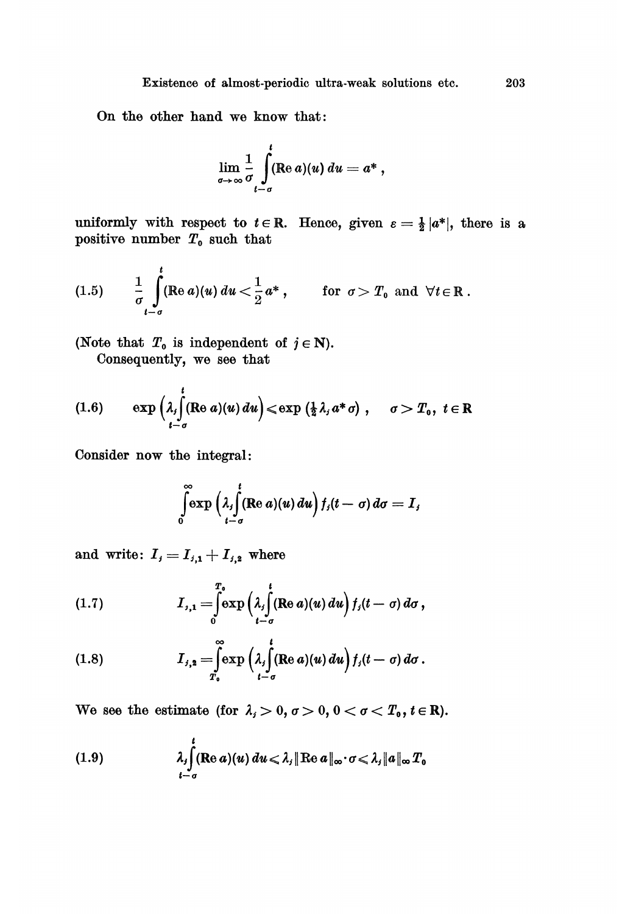On the other hand we know that:

$$\lim_{\sigma \to \infty} \frac{1}{\sigma} \int_{t-\sigma}^{t} (\operatorname{Re} a)(u)\, du = a^* ,$$

uniformly with respect to $t \in \mathbf{R}$. Hence, given $\varepsilon = \frac{1}{2}|a^*|$, there is a positive number $T_0$ such that

$$\frac{1}{\sigma} \int_{t-\sigma}^{t} (\operatorname{Re} a)(u)\, du < \frac{1}{2} a^* , \qquad \text{for } \sigma > T_0 \text{ and } \forall t \in \mathbf{R} . \tag{1.5}$$

(Note that $T_0$ is independent of $j \in \mathbf{N}$).

Consequently, we see that

$$\exp\Big(\lambda_j \int_{t-\sigma}^{t} (\operatorname{Re} a)(u)\, du\Big) \leqslant \exp\left(\tfrac{1}{2} \lambda_j a^* \sigma\right) , \qquad \sigma > T_0 ,\ t \in \mathbf{R} \tag{1.6}$$

Consider now the integral:

$$\int_{0}^{\infty} \exp\Big(\lambda_j \int_{t-\sigma}^{t} (\operatorname{Re} a)(u)\, du\Big) f_j(t-\sigma)\, d\sigma = I_j$$

and write: $I_j = I_{j,1} + I_{j,2}$ where

$$I_{j,1} = \int_{0}^{T_0} \exp\Big(\lambda_j \int_{t-\sigma}^{t} (\operatorname{Re} a)(u)\, du\Big) f_j(t-\sigma)\, d\sigma , \tag{1.7}$$

$$I_{j,2} = \int_{T_0}^{\infty} \exp\Big(\lambda_j \int_{t-\sigma}^{t} (\operatorname{Re} a)(u)\, du\Big) f_j(t-\sigma)\, d\sigma . \tag{1.8}$$

We see the estimate (for $\lambda_j > 0$, $\sigma > 0$, $0 < \sigma < T_0$, $t \in \mathbf{R}$).

$$\lambda_j \int_{t-\sigma}^{t} (\operatorname{Re} a)(u)\, du \leqslant \lambda_j \|\operatorname{Re} a\|_\infty \cdot \sigma \leqslant \lambda_j \|a\|_\infty T_0 \tag{1.9}$$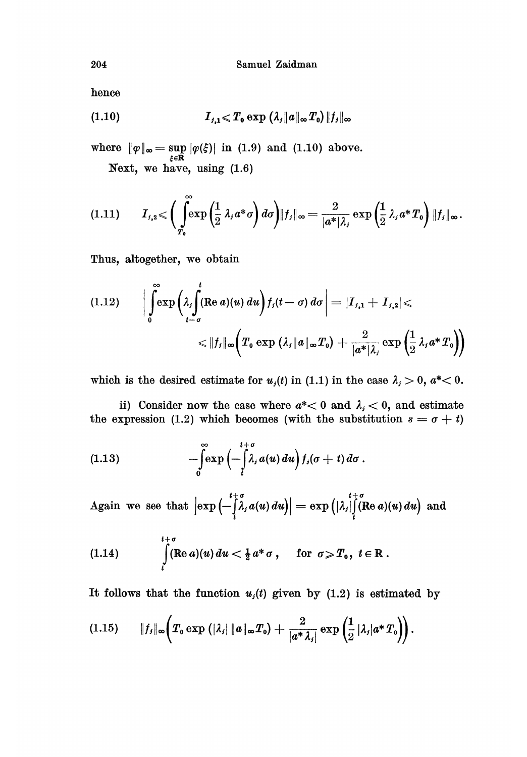hence

$$
(1.10) \qquad I_{j,1} \leqslant T_0 \exp\left(\lambda_j \|a\|_\infty T_0\right) \|f_j\|_\infty
$$

where $\|\varphi\|_\infty = \sup\limits_{\xi \in \mathbf{R}} |\varphi(\xi)|$ in (1.9) and (1.10) above.

Next, we have, using (1.6)

$$
(1.11) \qquad I_{j,2} \leqslant \left( \int_{T_0}^{\infty} \exp\left(\frac{1}{2}\lambda_j a^* \sigma\right) d\sigma \right) \|f_j\|_\infty = \frac{2}{|a^*|\lambda_j} \exp\left(\frac{1}{2}\lambda_j a^* T_0\right) \|f_j\|_\infty .
$$

Thus, altogether, we obtain

$$
(1.12) \qquad \left| \int_0^{\infty} \exp\left(\lambda_j \int_{t-\sigma}^{t} (\operatorname{Re} a)(u)\, du\right) f_j(t-\sigma)\, d\sigma \right| = |I_{j,1} + I_{j,2}| \leqslant
$$

$$
\leqslant \|f_j\|_\infty \left( T_0 \exp\left(\lambda_j \|a\|_\infty T_0\right) + \frac{2}{|a^*|\lambda_j} \exp\left(\frac{1}{2}\lambda_j a^* T_0\right) \right)
$$

which is the desired estimate for $u_j(t)$ in (1.1) in the case $\lambda_j > 0$, $a^* < 0$.

ii) Consider now the case where $a^* < 0$ and $\lambda_j < 0$, and estimate the expression (1.2) which becomes (with the substitution $s = \sigma + t$)

$$
(1.13) \qquad -\int_0^{\infty} \exp\left(-\int_t^{t+\sigma} \lambda_j a(u)\, du\right) f_j(\sigma + t)\, d\sigma .
$$

Again we see that $\left|\exp\left(-\int_t^{t+\sigma} \lambda_j a(u)\, du\right)\right| = \exp\left(|\lambda_j| \int_t^{t+\sigma} (\operatorname{Re} a)(u)\, du\right)$ and

$$
(1.14) \qquad \int_t^{t+\sigma} (\operatorname{Re} a)(u)\, du < \tfrac{1}{2} a^* \sigma , \qquad \text{for } \sigma \geqslant T_0,\ t \in \mathbf{R} .
$$

It follows that the function $u_j(t)$ given by (1.2) is estimated by

$$
(1.15) \qquad \|f_j\|_\infty \left( T_0 \exp\left(|\lambda_j|\, \|a\|_\infty T_0\right) + \frac{2}{|a^* \lambda_j|} \exp\left(\frac{1}{2} |\lambda_j| a^* T_0\right) \right).
$$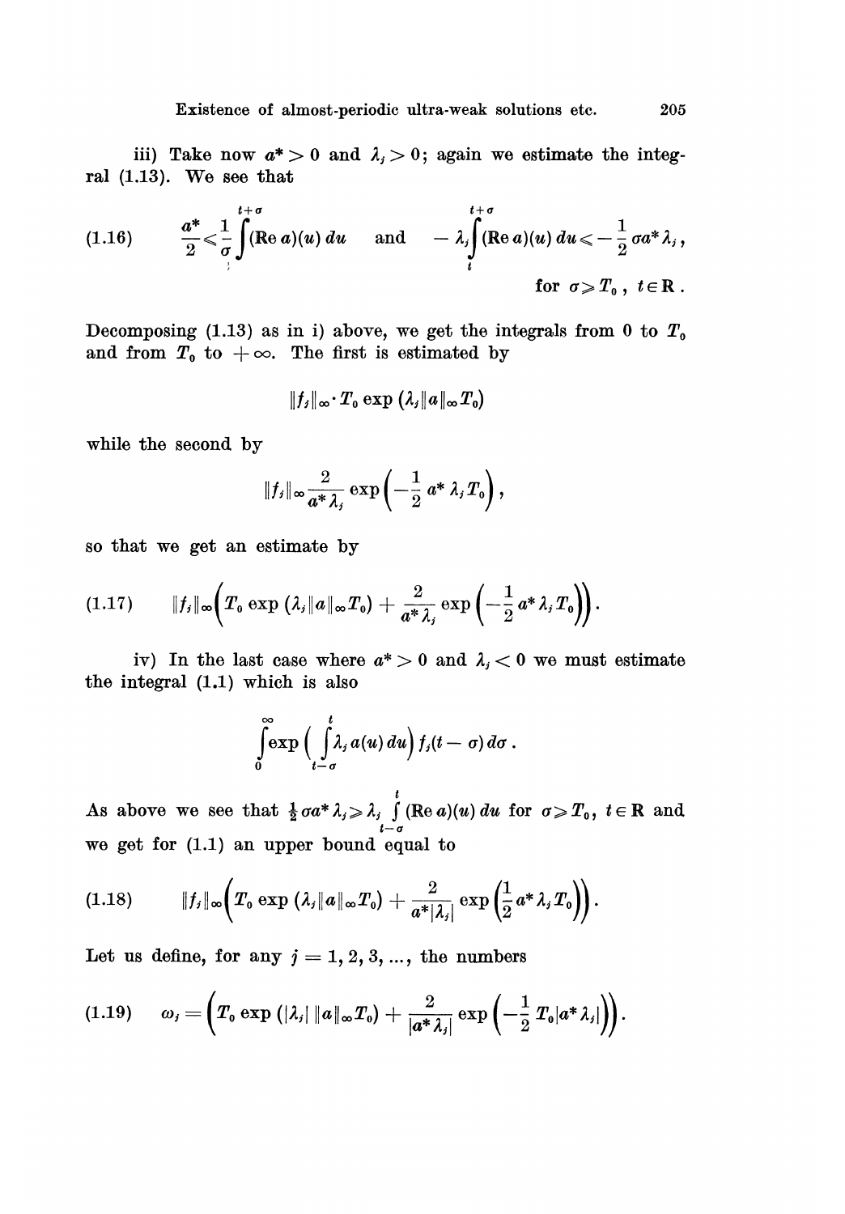iii) Take now $a^* > 0$ and $\lambda_j > 0$; again we estimate the integral (1.13). We see that

$$\frac{a^*}{2} \leqslant \frac{1}{\sigma}\int\limits_{t}^{t+\sigma} (\operatorname{Re} a)(u)\, du \quad \text{and} \quad -\lambda_j \int\limits_{t}^{t+\sigma} (\operatorname{Re} a)(u)\, du \leqslant -\frac{1}{2}\sigma a^* \lambda_j\,, \tag{1.16}$$

$$\text{for } \sigma \geqslant T_0\,,\ t \in \mathbf{R}\,.$$

Decomposing (1.13) as in i) above, we get the integrals from 0 to $T_0$ and from $T_0$ to $+\infty$. The first is estimated by

$$\|f_j\|_\infty \cdot T_0 \exp(\lambda_j \|a\|_\infty T_0)$$

while the second by

$$\|f_j\|_\infty \frac{2}{a^* \lambda_j} \exp\left(-\frac{1}{2} a^* \lambda_j T_0\right),$$

so that we get an estimate by

$$\|f_j\|_\infty \left(T_0 \exp(\lambda_j \|a\|_\infty T_0) + \frac{2}{a^* \lambda_j} \exp\left(-\frac{1}{2} a^* \lambda_j T_0\right)\right). \tag{1.17}$$

iv) In the last case where $a^* > 0$ and $\lambda_j < 0$ we must estimate the integral (1.1) which is also

$$\int\limits_0^\infty \exp\left(\int\limits_{t-\sigma}^{t} \lambda_j a(u)\, du\right) f_j(t-\sigma)\, d\sigma\,.$$

As above we see that $\frac{1}{2}\sigma a^* \lambda_j \geqslant \lambda_j \int\limits_{t-\sigma}^{t} (\operatorname{Re} a)(u)\, du$ for $\sigma \geqslant T_0$, $t \in \mathbf{R}$ and we get for (1.1) an upper bound equal to

$$\|f_j\|_\infty \left(T_0 \exp(\lambda_j \|a\|_\infty T_0) + \frac{2}{a^* |\lambda_j|} \exp\left(\frac{1}{2} a^* \lambda_j T_0\right)\right). \tag{1.18}$$

Let us define, for any $j = 1, 2, 3, \ldots$, the numbers

$$\omega_j = \left(T_0 \exp(|\lambda_j|\, \|a\|_\infty T_0) + \frac{2}{|a^* \lambda_j|} \exp\left(-\frac{1}{2} T_0 |a^* \lambda_j|\right)\right). \tag{1.19}$$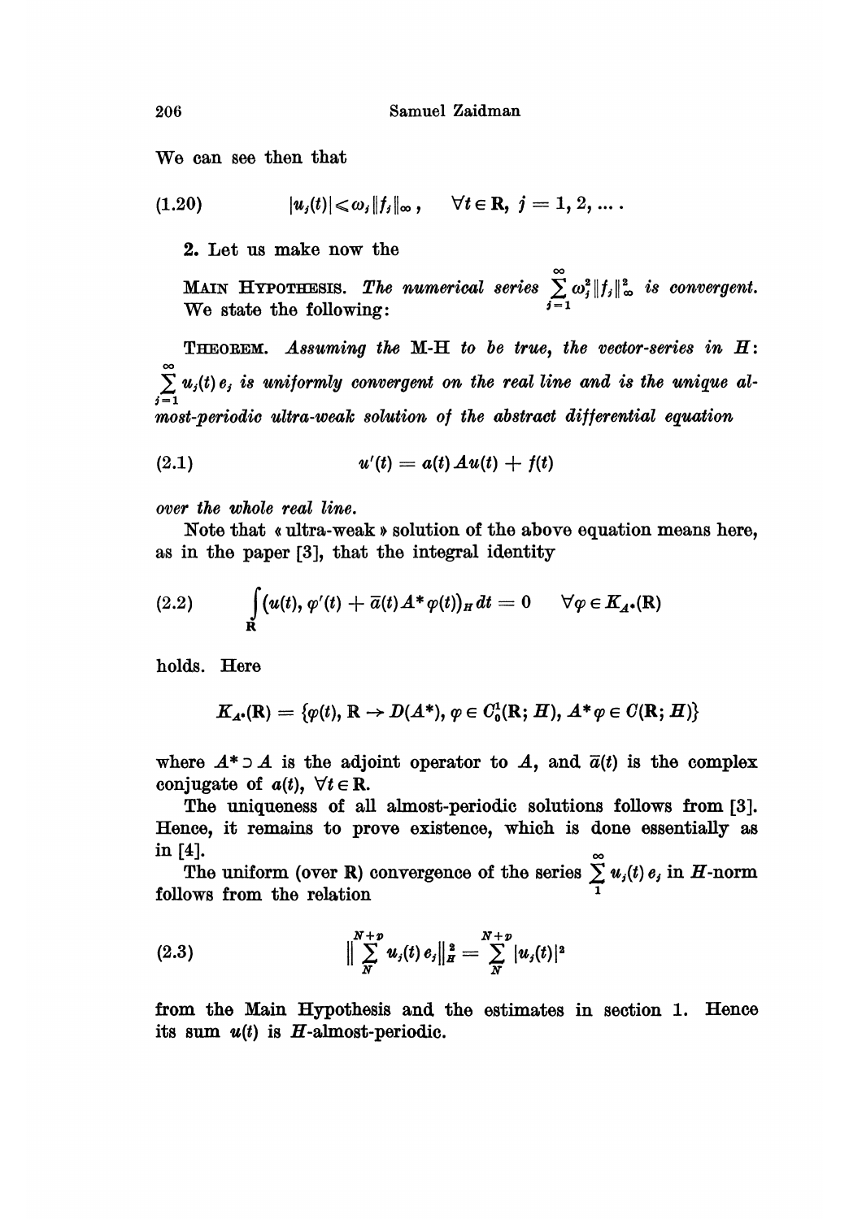We can see then that

$$
|u_j(t)| \leqslant \omega_j \|f_j\|_\infty, \qquad \forall t \in \mathbf{R},\ j = 1, 2, \ldots . \tag{1.20}
$$

**2.** Let us make now the

MAIN HYPOTHESIS. *The numerical series* $\sum_{j=1}^{\infty} \omega_j^2 \|f_j\|_\infty^2$ *is convergent.* We state the following:

THEOREM. *Assuming the* M-H *to be true, the vector-series in* $H$: $\sum_{j=1}^{\infty} u_j(t)\, e_j$ *is uniformly convergent on the real line and is the unique almost-periodic ultra-weak solution of the abstract differential equation*

$$
u'(t) = a(t)\, A u(t) + f(t) \tag{2.1}
$$

*over the whole real line.*

Note that « ultra-weak » solution of the above equation means here, as in the paper [3], that the integral identity

$$
\int_{\mathbf{R}} \big(u(t), \varphi'(t) + \bar{a}(t) A^* \varphi(t)\big)_H \, dt = 0 \qquad \forall \varphi \in K_{A^*}(\mathbf{R}) \tag{2.2}
$$

holds. Here

$$
K_{A^*}(\mathbf{R}) = \{\varphi(t),\ \mathbf{R} \to D(A^*),\ \varphi \in C_0^1(\mathbf{R}; H),\ A^* \varphi \in C(\mathbf{R}; H)\}
$$

where $A^* \supset A$ is the adjoint operator to $A$, and $\bar{a}(t)$ is the complex conjugate of $a(t)$, $\forall t \in \mathbf{R}$.

The uniqueness of all almost-periodic solutions follows from [3]. Hence, it remains to prove existence, which is done essentially as in [4].

The uniform (over $\mathbf{R}$) convergence of the series $\sum_{1}^{\infty} u_j(t)\, e_j$ in $H$-norm follows from the relation

$$
\Big\| \sum_{N}^{N+p} u_j(t)\, e_j \Big\|_H^2 = \sum_{N}^{N+p} |u_j(t)|^2 \tag{2.3}
$$

from the Main Hypothesis and the estimates in section 1. Hence its sum $u(t)$ is $H$-almost-periodic.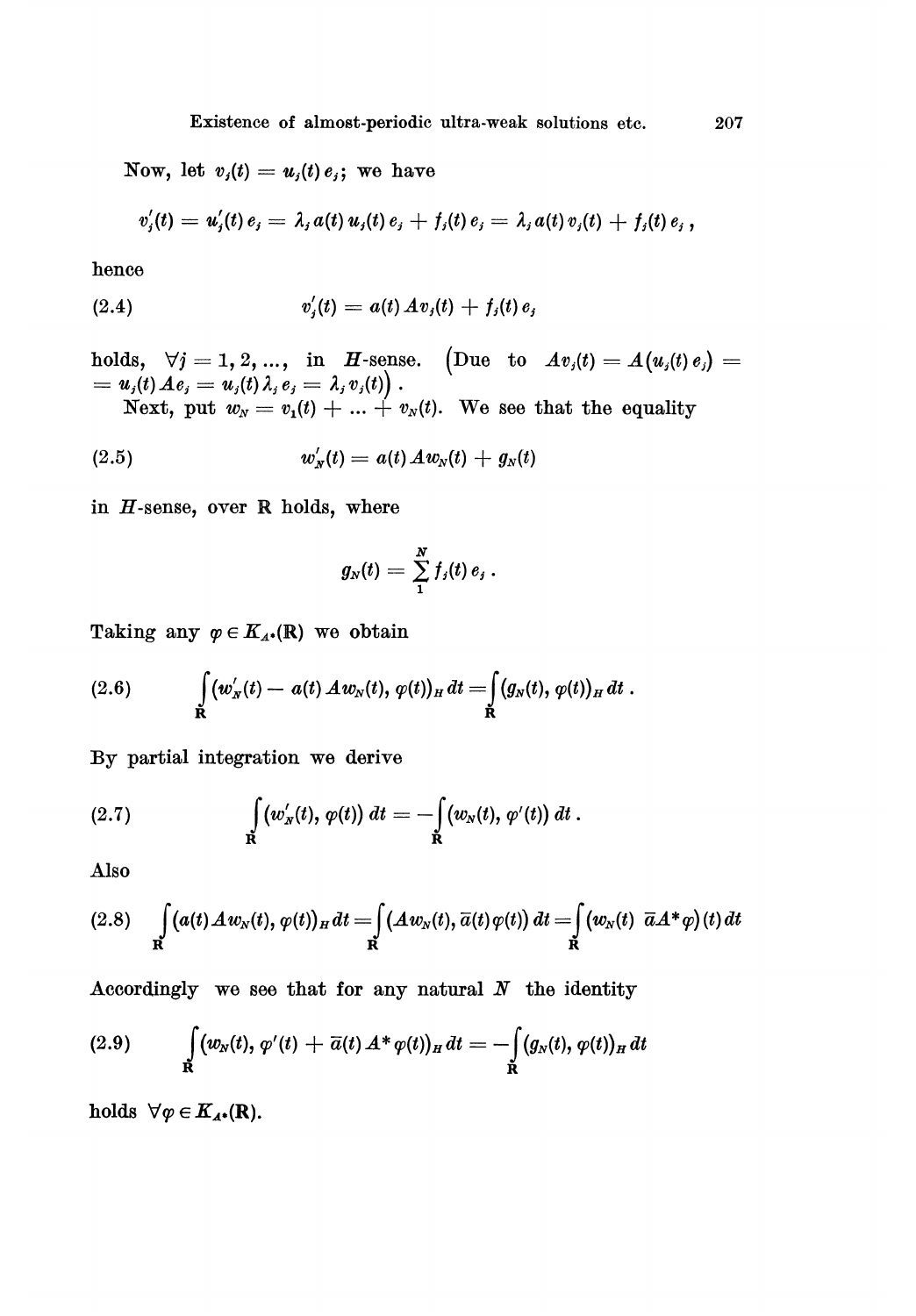Now, let $v_j(t) = u_j(t)\, e_j$; we have

$$v_j'(t) = u_j'(t)\, e_j = \lambda_j\, a(t)\, u_j(t)\, e_j + f_j(t)\, e_j = \lambda_j\, a(t)\, v_j(t) + f_j(t)\, e_j\,,$$

hence

$$v_j'(t) = a(t)\, A v_j(t) + f_j(t)\, e_j \tag{2.4}$$

holds, $\forall j = 1, 2, \ldots$, in $H$-sense. $\big($Due to $Av_j(t) = A\big(u_j(t)\, e_j\big) = u_j(t)\, A e_j = u_j(t)\, \lambda_j\, e_j = \lambda_j\, v_j(t)\big)$.

Next, put $w_N = v_1(t) + \ldots + v_N(t)$. We see that the equality

$$w_N'(t) = a(t)\, A w_N(t) + g_N(t) \tag{2.5}$$

in $H$-sense, over $\mathbb{R}$ holds, where

$$g_N(t) = \sum_1^N f_j(t)\, e_j\,.$$

Taking any $\varphi \in K_{A^*}(\mathbb{R})$ we obtain

$$\int_{\mathbb{R}} \big(w_N'(t) - a(t)\, A w_N(t),\, \varphi(t)\big)_H\, dt = \int_{\mathbb{R}} \big(g_N(t),\, \varphi(t)\big)_H\, dt\,. \tag{2.6}$$

By partial integration we derive

$$\int_{\mathbb{R}} \big(w_N'(t),\, \varphi(t)\big)\, dt = -\int_{\mathbb{R}} \big(w_N(t),\, \varphi'(t)\big)\, dt\,. \tag{2.7}$$

Also

$$\int_{\mathbb{R}} \big(a(t)\, A w_N(t),\, \varphi(t)\big)_H\, dt = \int_{\mathbb{R}} \big(A w_N(t),\, \bar{a}(t)\, \varphi(t)\big)\, dt = \int_{\mathbb{R}} \big(w_N(t)\ \ \bar{a} A^* \varphi\big)(t)\, dt \tag{2.8}$$

Accordingly we see that for any natural $N$ the identity

$$\int_{\mathbb{R}} \big(w_N(t),\, \varphi'(t) + \bar{a}(t)\, A^* \varphi(t)\big)_H\, dt = -\int_{\mathbb{R}} \big(g_N(t),\, \varphi(t)\big)_H\, dt \tag{2.9}$$

holds $\forall \varphi \in K_{A^*}(\mathbb{R})$.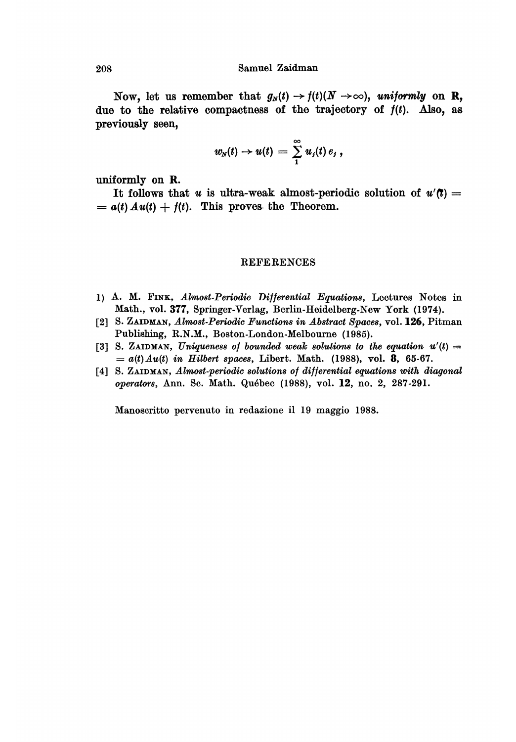Now, let us remember that $g_N(t) \to f(t)(N \to \infty)$, *uniformly* on **R**, due to the relative compactness of the trajectory of $f(t)$. Also, as previously seen,

$$w_N(t) \to u(t) = \sum_1^\infty u_j(t)\, e_j\,,$$

uniformly on **R**.

It follows that $u$ is ultra-weak almost-periodic solution of $u'(t) = a(t)\,Au(t) + f(t)$. This proves the Theorem.

## REFERENCES

1) A. M. Fink, *Almost-Periodic Differential Equations*, Lectures Notes in Math., vol. **377**, Springer-Verlag, Berlin-Heidelberg-New York (1974).

[2] S. Zaidman, *Almost-Periodic Functions in Abstract Spaces*, vol. **126**, Pitman Publishing, R.N.M., Boston-London-Melbourne (1985).

[3] S. Zaidman, *Uniqueness of bounded weak solutions to the equation $u'(t) = a(t)Au(t)$ in Hilbert spaces*, Libert. Math. (1988), vol. **8**, 65-67.

[4] S. Zaidman, *Almost-periodic solutions of differential equations with diagonal operators*, Ann. Sc. Math. Québec (1988), vol. **12**, no. 2, 287-291.

Manoscritto pervenuto in redazione il 19 maggio 1988.